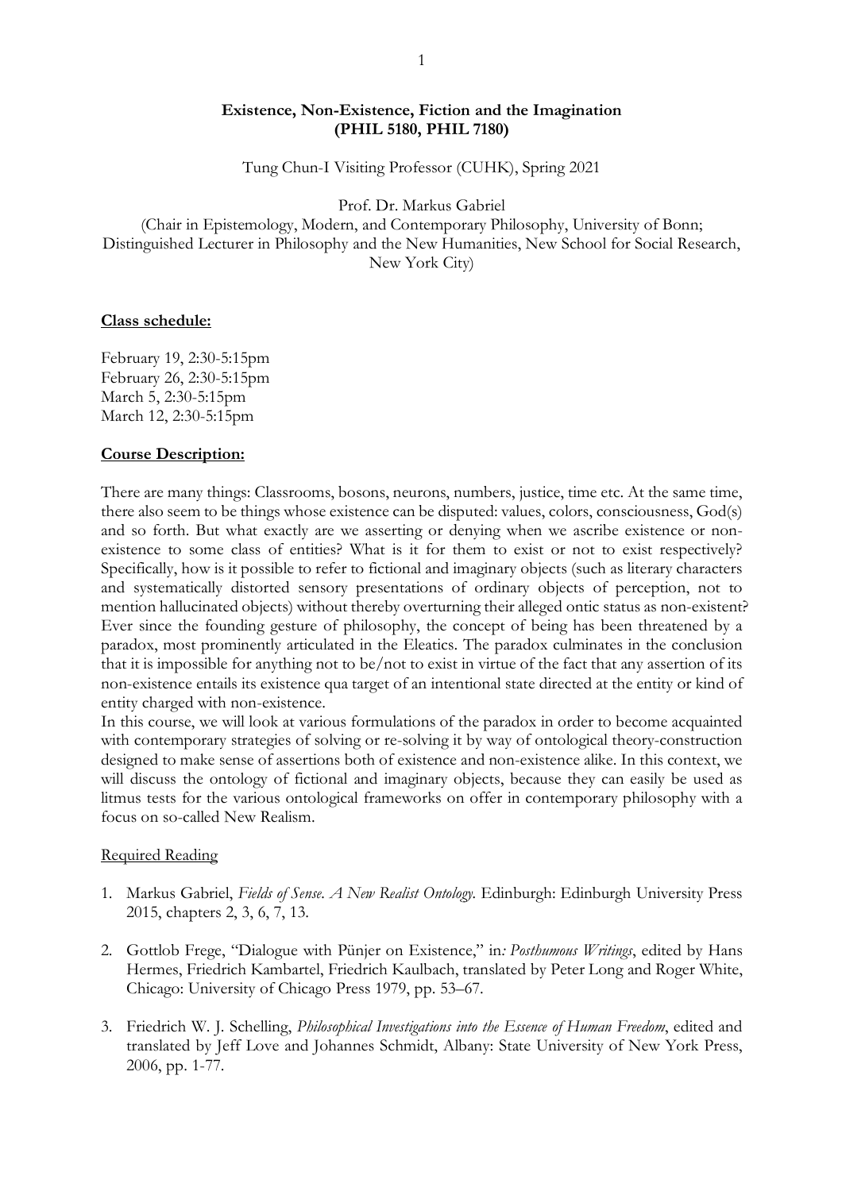**Existence, Non-Existence, Fiction and the Imagination (PHIL 5180, PHIL 7180)**

Tung Chun-I Visiting Professor (CUHK), Spring 2021

Prof. Dr. Markus Gabriel

(Chair in Epistemology, Modern, and Contemporary Philosophy, University of Bonn; Distinguished Lecturer in Philosophy and the New Humanities, New School for Social Research, New York City)

**Class schedule:**

February 19, 2:30-5:15pm
February 26, 2:30-5:15pm
March 5, 2:30-5:15pm
March 12, 2:30-5:15pm

**Course Description:**

There are many things: Classrooms, bosons, neurons, numbers, justice, time etc. At the same time, there also seem to be things whose existence can be disputed: values, colors, consciousness, God(s) and so forth. But what exactly are we asserting or denying when we ascribe existence or non-existence to some class of entities? What is it for them to exist or not to exist respectively? Specifically, how is it possible to refer to fictional and imaginary objects (such as literary characters and systematically distorted sensory presentations of ordinary objects of perception, not to mention hallucinated objects) without thereby overturning their alleged ontic status as non-existent? Ever since the founding gesture of philosophy, the concept of being has been threatened by a paradox, most prominently articulated in the Eleatics. The paradox culminates in the conclusion that it is impossible for anything not to be/not to exist in virtue of the fact that any assertion of its non-existence entails its existence qua target of an intentional state directed at the entity or kind of entity charged with non-existence.

In this course, we will look at various formulations of the paradox in order to become acquainted with contemporary strategies of solving or re-solving it by way of ontological theory-construction designed to make sense of assertions both of existence and non-existence alike. In this context, we will discuss the ontology of fictional and imaginary objects, because they can easily be used as litmus tests for the various ontological frameworks on offer in contemporary philosophy with a focus on so-called New Realism.

Required Reading

1. Markus Gabriel, *Fields of Sense. A New Realist Ontology*. Edinburgh: Edinburgh University Press 2015, chapters 2, 3, 6, 7, 13.

2. Gottlob Frege, "Dialogue with Pünjer on Existence," in*: Posthumous Writings*, edited by Hans Hermes, Friedrich Kambartel, Friedrich Kaulbach, translated by Peter Long and Roger White, Chicago: University of Chicago Press 1979, pp. 53–67.

3. Friedrich W. J. Schelling, *Philosophical Investigations into the Essence of Human Freedom*, edited and translated by Jeff Love and Johannes Schmidt, Albany: State University of New York Press, 2006, pp. 1-77.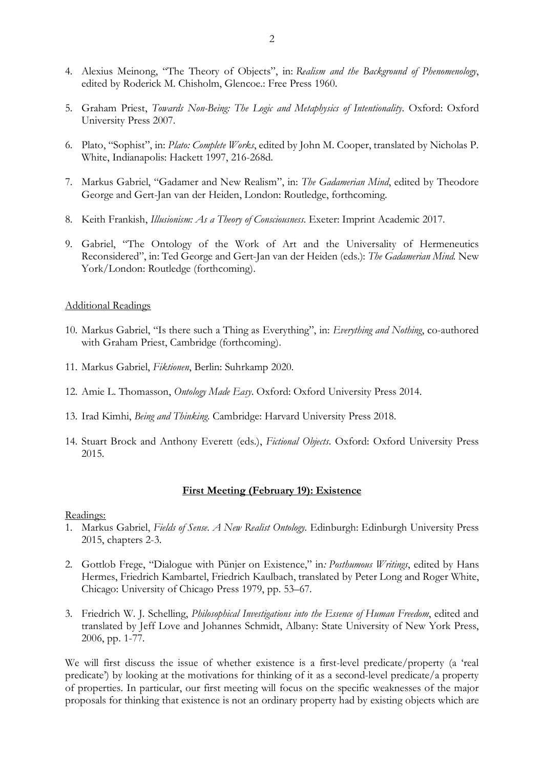4. Alexius Meinong, "The Theory of Objects", in: *Realism and the Background of Phenomenology*, edited by Roderick M. Chisholm, Glencoe.: Free Press 1960.

5. Graham Priest, *Towards Non-Being: The Logic and Metaphysics of Intentionality*. Oxford: Oxford University Press 2007.

6. Plato, "Sophist", in: *Plato: Complete Works*, edited by John M. Cooper, translated by Nicholas P. White, Indianapolis: Hackett 1997, 216-268d.

7. Markus Gabriel, "Gadamer and New Realism", in: *The Gadamerian Mind*, edited by Theodore George and Gert-Jan van der Heiden, London: Routledge, forthcoming.

8. Keith Frankish, *Illusionism: As a Theory of Consciousness*. Exeter: Imprint Academic 2017.

9. Gabriel, "The Ontology of the Work of Art and the Universality of Hermeneutics Reconsidered", in: Ted George and Gert-Jan van der Heiden (eds.): *The Gadamerian Mind*. New York/London: Routledge (forthcoming).

Additional Readings

10. Markus Gabriel, "Is there such a Thing as Everything", in: *Everything and Nothing*, co-authored with Graham Priest, Cambridge (forthcoming).

11. Markus Gabriel, *Fiktionen*, Berlin: Suhrkamp 2020.

12. Amie L. Thomasson, *Ontology Made Easy*. Oxford: Oxford University Press 2014.

13. Irad Kimhi, *Being and Thinking*. Cambridge: Harvard University Press 2018.

14. Stuart Brock and Anthony Everett (eds.), *Fictional Objects*. Oxford: Oxford University Press 2015.

## **First Meeting (February 19): Existence**

Readings:

1. Markus Gabriel, *Fields of Sense. A New Realist Ontology*. Edinburgh: Edinburgh University Press 2015, chapters 2-3.

2. Gottlob Frege, "Dialogue with Pünjer on Existence," in*: Posthumous Writings*, edited by Hans Hermes, Friedrich Kambartel, Friedrich Kaulbach, translated by Peter Long and Roger White, Chicago: University of Chicago Press 1979, pp. 53–67.

3. Friedrich W. J. Schelling, *Philosophical Investigations into the Essence of Human Freedom*, edited and translated by Jeff Love and Johannes Schmidt, Albany: State University of New York Press, 2006, pp. 1-77.

We will first discuss the issue of whether existence is a first-level predicate/property (a 'real predicate') by looking at the motivations for thinking of it as a second-level predicate/a property of properties. In particular, our first meeting will focus on the specific weaknesses of the major proposals for thinking that existence is not an ordinary property had by existing objects which are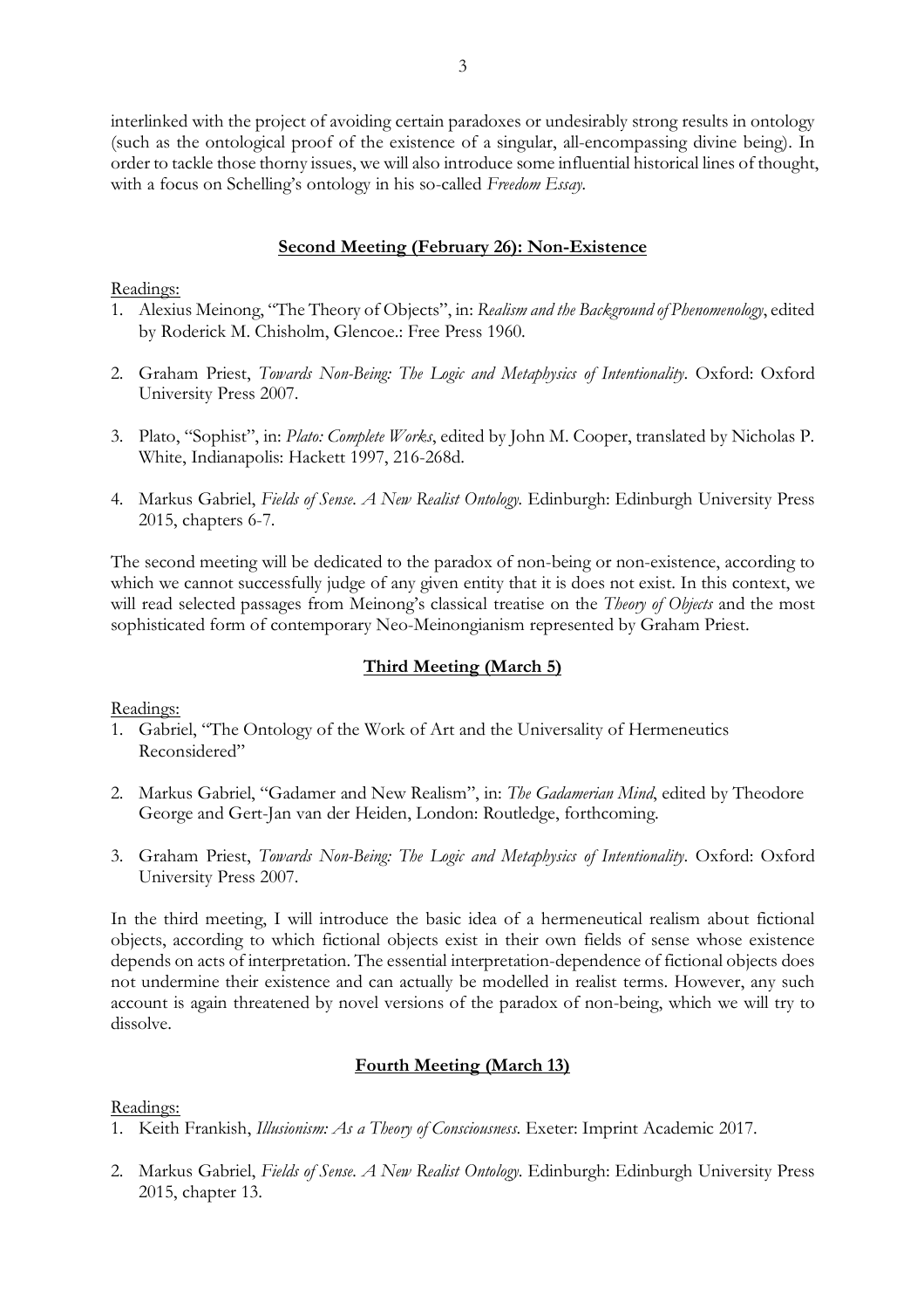interlinked with the project of avoiding certain paradoxes or undesirably strong results in ontology (such as the ontological proof of the existence of a singular, all-encompassing divine being). In order to tackle those thorny issues, we will also introduce some influential historical lines of thought, with a focus on Schelling's ontology in his so-called *Freedom Essay*.

## Second Meeting (February 26): Non-Existence

Readings:

1. Alexius Meinong, "The Theory of Objects", in: *Realism and the Background of Phenomenology*, edited by Roderick M. Chisholm, Glencoe.: Free Press 1960.
2. Graham Priest, *Towards Non-Being: The Logic and Metaphysics of Intentionality*. Oxford: Oxford University Press 2007.
3. Plato, "Sophist", in: *Plato: Complete Works*, edited by John M. Cooper, translated by Nicholas P. White, Indianapolis: Hackett 1997, 216-268d.
4. Markus Gabriel, *Fields of Sense. A New Realist Ontology.* Edinburgh: Edinburgh University Press 2015, chapters 6-7.

The second meeting will be dedicated to the paradox of non-being or non-existence, according to which we cannot successfully judge of any given entity that it is does not exist. In this context, we will read selected passages from Meinong's classical treatise on the *Theory of Objects* and the most sophisticated form of contemporary Neo-Meinongianism represented by Graham Priest.

## Third Meeting (March 5)

Readings:

1. Gabriel, "The Ontology of the Work of Art and the Universality of Hermeneutics Reconsidered"
2. Markus Gabriel, "Gadamer and New Realism", in: *The Gadamerian Mind*, edited by Theodore George and Gert-Jan van der Heiden, London: Routledge, forthcoming.
3. Graham Priest, *Towards Non-Being: The Logic and Metaphysics of Intentionality*. Oxford: Oxford University Press 2007.

In the third meeting, I will introduce the basic idea of a hermeneutical realism about fictional objects, according to which fictional objects exist in their own fields of sense whose existence depends on acts of interpretation. The essential interpretation-dependence of fictional objects does not undermine their existence and can actually be modelled in realist terms. However, any such account is again threatened by novel versions of the paradox of non-being, which we will try to dissolve.

## Fourth Meeting (March 13)

Readings:

1. Keith Frankish, *Illusionism: As a Theory of Consciousness*. Exeter: Imprint Academic 2017.
2. Markus Gabriel, *Fields of Sense. A New Realist Ontology*. Edinburgh: Edinburgh University Press 2015, chapter 13.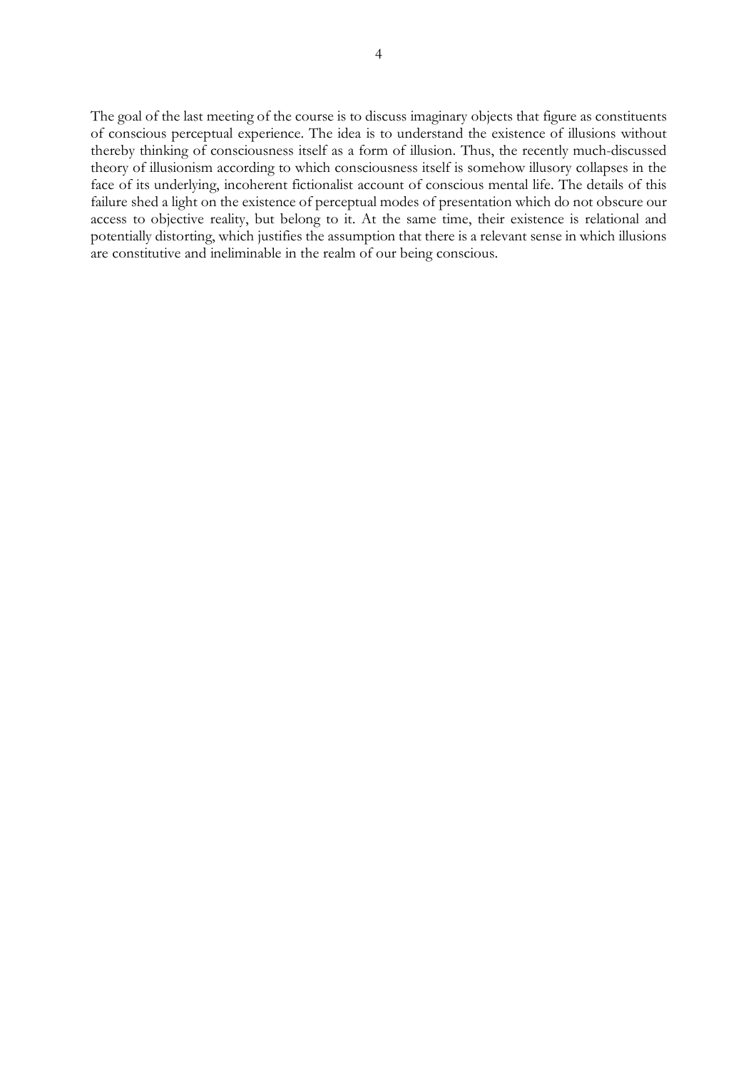The goal of the last meeting of the course is to discuss imaginary objects that figure as constituents of conscious perceptual experience. The idea is to understand the existence of illusions without thereby thinking of consciousness itself as a form of illusion. Thus, the recently much-discussed theory of illusionism according to which consciousness itself is somehow illusory collapses in the face of its underlying, incoherent fictionalist account of conscious mental life. The details of this failure shed a light on the existence of perceptual modes of presentation which do not obscure our access to objective reality, but belong to it. At the same time, their existence is relational and potentially distorting, which justifies the assumption that there is a relevant sense in which illusions are constitutive and ineliminable in the realm of our being conscious.